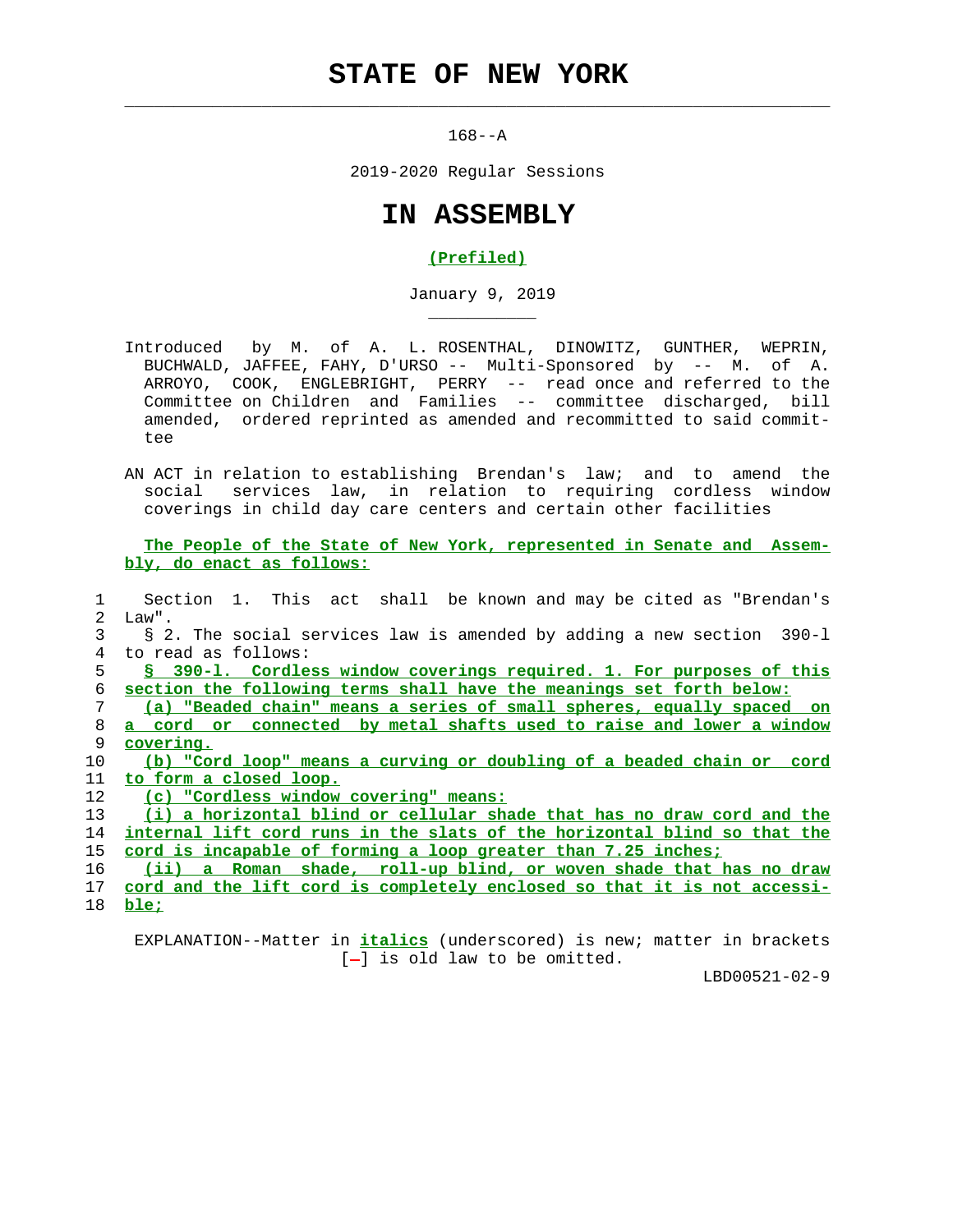# STATE OF NEW YORK

168--A

2019-2020 Regular Sessions

# IN ASSEMBLY

**(Prefiled)**

January 9, 2019

Introduced by M. of A. L. ROSENTHAL, DINOWITZ, GUNTHER, WEPRIN, BUCHWALD, JAFFEE, FAHY, D'URSO -- Multi-Sponsored by -- M. of A. ARROYO, COOK, ENGLEBRIGHT, PERRY -- read once and referred to the Committee on Children and Families -- committee discharged, bill amended, ordered reprinted as amended and recommitted to said committee

AN ACT in relation to establishing Brendan's law; and to amend the social services law, in relation to requiring cordless window coverings in child day care centers and certain other facilities

**The People of the State of New York, represented in Senate and Assembly, do enact as follows:**

Section 1. This act shall be known and may be cited as "Brendan's Law".

§ 2. The social services law is amended by adding a new section 390-l to read as follows:

*§ 390-l. Cordless window coverings required. 1. For purposes of this section the following terms shall have the meanings set forth below:*

*(a) "Beaded chain" means a series of small spheres, equally spaced on a cord or connected by metal shafts used to raise and lower a window covering.*

*(b) "Cord loop" means a curving or doubling of a beaded chain or cord to form a closed loop.*

*(c) "Cordless window covering" means:*

*(i) a horizontal blind or cellular shade that has no draw cord and the internal lift cord runs in the slats of the horizontal blind so that the cord is incapable of forming a loop greater than 7.25 inches;*

*(ii) a Roman shade, roll-up blind, or woven shade that has no draw cord and the lift cord is completely enclosed so that it is not accessible;*

EXPLANATION--Matter in *italics* (underscored) is new; matter in brackets [-] is old law to be omitted.

LBD00521-02-9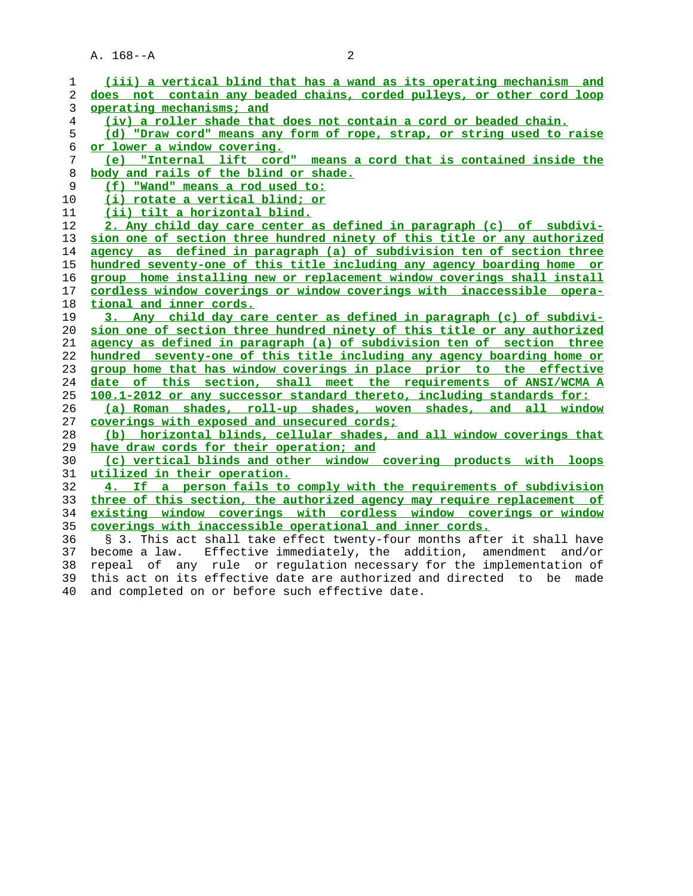(iii) a vertical blind that has a wand as its operating mechanism and does not contain any beaded chains, corded pulleys, or other cord loop operating mechanisms; and

(iv) a roller shade that does not contain a cord or beaded chain.

(d) "Draw cord" means any form of rope, strap, or string used to raise or lower a window covering.

(e) "Internal lift cord" means a cord that is contained inside the body and rails of the blind or shade.

(f) "Wand" means a rod used to:

(i) rotate a vertical blind; or

(ii) tilt a horizontal blind.

2. Any child day care center as defined in paragraph (c) of subdivision one of section three hundred ninety of this title or any authorized agency as defined in paragraph (a) of subdivision ten of section three hundred seventy-one of this title including any agency boarding home or group home installing new or replacement window coverings shall install cordless window coverings or window coverings with inaccessible operational and inner cords.

3. Any child day care center as defined in paragraph (c) of subdivision one of section three hundred ninety of this title or any authorized agency as defined in paragraph (a) of subdivision ten of section three hundred seventy-one of this title including any agency boarding home or group home that has window coverings in place prior to the effective date of this section, shall meet the requirements of ANSI/WCMA A 100.1-2012 or any successor standard thereto, including standards for:

(a) Roman shades, roll-up shades, woven shades, and all window coverings with exposed and unsecured cords;

(b) horizontal blinds, cellular shades, and all window coverings that have draw cords for their operation; and

(c) vertical blinds and other window covering products with loops utilized in their operation.

4. If a person fails to comply with the requirements of subdivision three of this section, the authorized agency may require replacement of existing window coverings with cordless window coverings or window coverings with inaccessible operational and inner cords.

§ 3. This act shall take effect twenty-four months after it shall have become a law. Effective immediately, the addition, amendment and/or repeal of any rule or regulation necessary for the implementation of this act on its effective date are authorized and directed to be made and completed on or before such effective date.